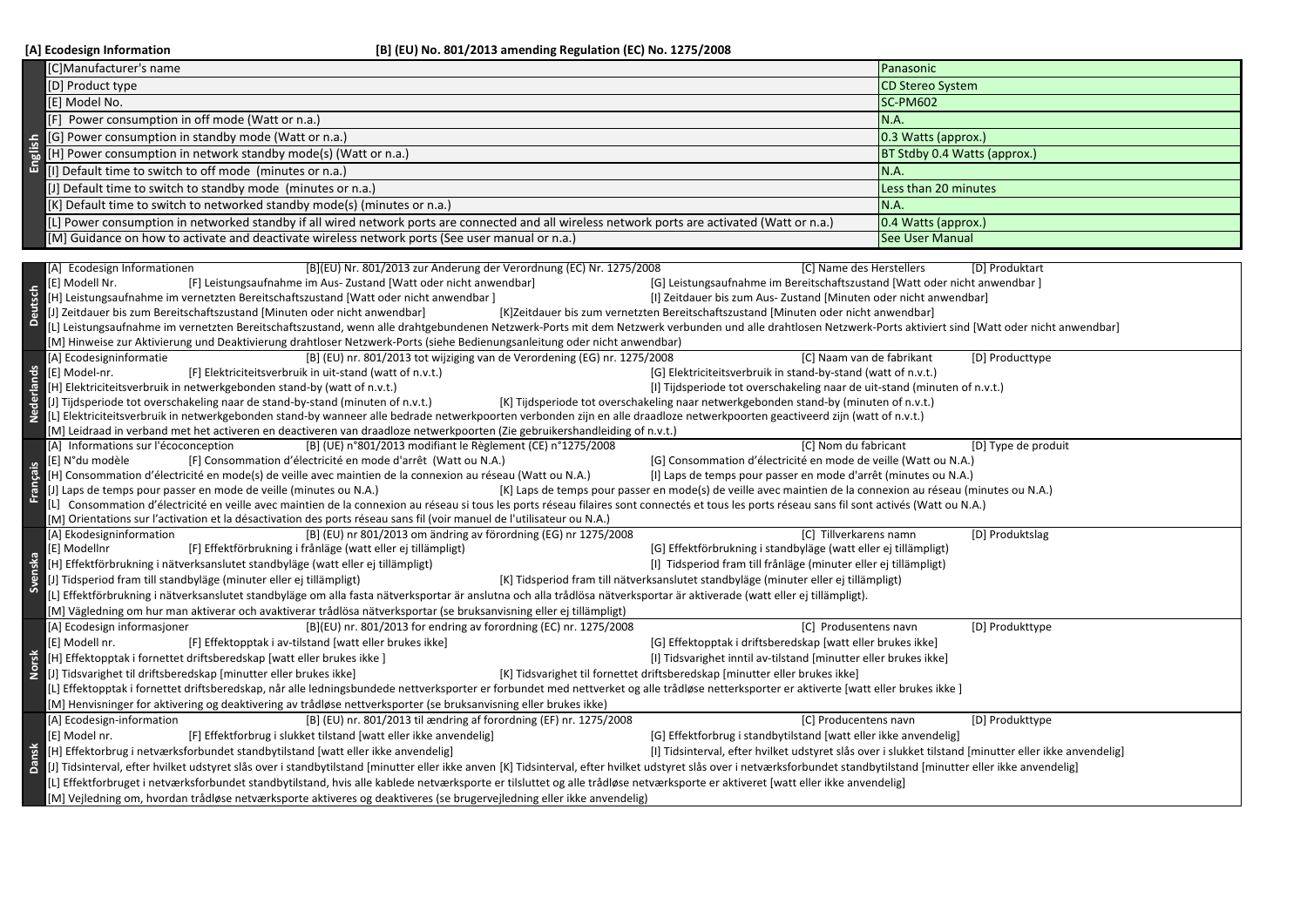**[A] Ecodesign Information** **[B] (EU) No. 801/2013 amending Regulation (EC) No. 1275/2008**

| English | | |
|---|---|---|
| | [C]Manufacturer's name | Panasonic |
| | [D] Product type | CD Stereo System |
| | [E] Model No. | SC-PM602 |
| | [F] Power consumption in off mode (Watt or n.a.) | N.A. |
| | [G] Power consumption in standby mode (Watt or n.a.) | 0.3 Watts (approx.) |
| | [H] Power consumption in network standby mode(s) (Watt or n.a.) | BT Stdby 0.4 Watts (approx.) |
| | [I] Default time to switch to off mode (minutes or n.a.) | N.A. |
| | [J] Default time to switch to standby mode (minutes or n.a.) | Less than 20 minutes |
| | [K] Default time to switch to networked standby mode(s) (minutes or n.a.) | N.A. |
| | [L] Power consumption in networked standby if all wired network ports are connected and all wireless network ports are activated (Watt or n.a.) | 0.4 Watts (approx.) |
| | [M] Guidance on how to activate and deactivate wireless network ports (See user manual or n.a.) | See User Manual |

**Deutsch**

[A] Ecodesign Informationen [B](EU) Nr. 801/2013 zur Anderung der Verordnung (EC) Nr. 1275/2008 [C] Name des Herstellers [D] Produktart
[E] Modell Nr. [F] Leistungsaufnahme im Aus- Zustand [Watt oder nicht anwendbar] [G] Leistungsaufnahme im Bereitschaftszustand [Watt oder nicht anwendbar ]
[H] Leistungsaufnahme im vernetzten Bereitschaftszustand [Watt oder nicht anwendbar ] [I] Zeitdauer bis zum Aus- Zustand [Minuten oder nicht anwendbar]
[J] Zeitdauer bis zum Bereitschaftszustand [Minuten oder nicht anwendbar] [K]Zeitdauer bis zum vernetzten Bereitschaftszustand [Minuten oder nicht anwendbar]
[L] Leistungsaufnahme im vernetzten Bereitschaftszustand, wenn alle drahtgebundenen Netzwerk-Ports mit dem Netzwerk verbunden und alle drahtlosen Netzwerk-Ports aktiviert sind [Watt oder nicht anwendbar]
[M] Hinweise zur Aktivierung und Deaktivierung drahtloser Netzwerk-Ports (siehe Bedienungsanleitung oder nicht anwendbar)

**Nederlands**

[A] Ecodesigninformatie [B] (EU) nr. 801/2013 tot wijziging van de Verordening (EG) nr. 1275/2008 [C] Naam van de fabrikant [D] Producttype
[E] Model-nr. [F] Elektriciteitsverbruik in uit-stand (watt of n.v.t.) [G] Elektriciteitsverbruik in stand-by-stand (watt of n.v.t.)
[H] Elektriciteitsverbruik in netwerkgebonden stand-by (watt of n.v.t.) [I] Tijdsperiode tot overschakeling naar de uit-stand (minuten of n.v.t.)
[J] Tijdsperiode tot overschakeling naar de stand-by-stand (minuten of n.v.t.) [K] Tijdsperiode tot overschakeling naar netwerkgebonden stand-by (minuten of n.v.t.)
[L] Elektriciteitsverbruik in netwerkgebonden stand-by wanneer alle bedrade netwerkpoorten verbonden zijn en alle draadloze netwerkpoorten geactiveerd zijn (watt of n.v.t.)
[M] Leidraad in verband met het activeren en deactiveren van draadloze netwerkpoorten (Zie gebruikershandleiding of n.v.t.)

**Français**

[A] Informations sur l'écoconception [B] (UE) n°801/2013 modifiant le Règlement (CE) n°1275/2008 [C] Nom du fabricant [D] Type de produit
[E] N°du modèle [F] Consommation d'électricité en mode d'arrêt (Watt ou N.A.) [G] Consommation d'électricité en mode de veille (Watt ou N.A.)
[H] Consommation d'électricité en mode(s) de veille avec maintien de la connexion au réseau (Watt ou N.A.) [I] Laps de temps pour passer en mode d'arrêt (minutes ou N.A.)
[J] Laps de temps pour passer en mode de veille (minutes ou N.A.) [K] Laps de temps pour passer en mode(s) de veille avec maintien de la connexion au réseau (minutes ou N.A.)
[L] Consommation d'électricité en veille avec maintien de la connexion au réseau si tous les ports réseau filaires sont connectés et tous les ports réseau sans fil sont activés (Watt ou N.A.)
[M] Orientations sur l'activation et la désactivation des ports réseau sans fil (voir manuel de l'utilisateur ou N.A.)

**Svenska**

[A] Ekodesigninformation [B] (EU) nr 801/2013 om ändring av förordning (EG) nr 1275/2008 [C] Tillverkarens namn [D] Produktslag
[E] Modellnr [F] Effektförbrukning i frånläge (watt eller ej tillämpligt) [G] Effektförbrukning i standbyläge (watt eller ej tillämpligt)
[H] Effektförbrukning i nätverksanslutet standbyläge (watt eller ej tillämpligt) [I] Tidsperiod fram till frånläge (minuter eller ej tillämpligt)
[J] Tidsperiod fram till standbyläge (minuter eller ej tillämpligt) [K] Tidsperiod fram till nätverksanslutet standbyläge (minuter eller ej tillämpligt)
[L] Effektförbrukning i nätverksanslutet standbyläge om alla fasta nätverksportar är anslutna och alla trådlösa nätverksportar är aktiverade (watt eller ej tillämpligt).
[M] Vägledning om hur man aktiverar och avaktiverar trådlösa nätverksportar (se bruksanvisning eller ej tillämpligt)

**Norsk**

[A] Ecodesign informasjoner [B](EU) nr. 801/2013 for endring av forordning (EC) nr. 1275/2008 [C] Produsentens navn [D] Produkttype
[E] Modell nr. [F] Effektopptak i av-tilstand [watt eller brukes ikke] [G] Effektopptak i driftsberedskap [watt eller brukes ikke]
[H] Effektopptak i fornettet driftsberedskap [watt eller brukes ikke ] [I] Tidsvarighet inntil av-tilstand [minutter eller brukes ikke]
[J] Tidsvarighet til driftsberedskap [minutter eller brukes ikke] [K] Tidsvarighet til fornettet driftsberedskap [minutter eller brukes ikke]
[L] Effektopptak i fornettet driftsberedskap, når alle ledningsbundede nettverksporter er forbundet med nettverket og alle trådløse netterksporter er aktiverte [watt eller brukes ikke ]
[M] Henvisninger for aktivering og deaktivering av trådløse nettverksporter (se bruksanvisning eller brukes ikke)

**Dansk**

[A] Ecodesign-information [B] (EU) nr. 801/2013 til ændring af forordning (EF) nr. 1275/2008 [C] Producentens navn [D] Produkttype
[E] Model nr. [F] Effektforbrug i slukket tilstand [watt eller ikke anvendelig] [G] Effektforbrug i standbytilstand [watt eller ikke anvendelig]
[H] Effektorbrug i netværksforbundet standbytilstand [watt eller ikke anvendelig] [I] Tidsinterval, efter hvilket udstyret slås over i slukket tilstand [minutter eller ikke anvendelig]
[J] Tidsinterval, efter hvilket udstyret slås over i standbytilstand [minutter eller ikke anven [K] Tidsinterval, efter hvilket udstyret slås over i netværksforbundet standbytilstand [minutter eller ikke anvendelig]
[L] Effektforbruget i netværksforbundet standbytilstand, hvis alle kablede netværksporte er tilsluttet og alle trådløse netværksporte er aktiveret [watt eller ikke anvendelig]
[M] Vejledning om, hvordan trådløse netværksporte aktiveres og deaktiveres (se brugervejledning eller ikke anvendelig)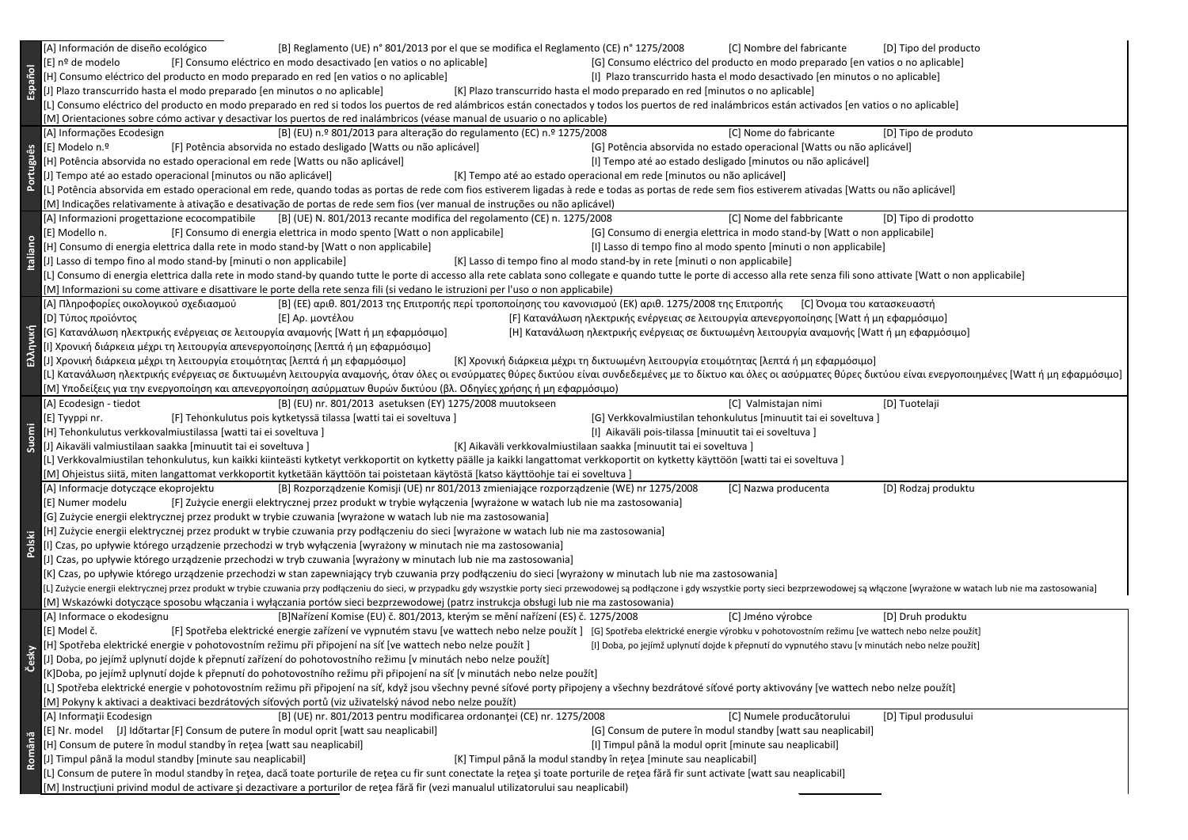## Español

[A] Información de diseño ecológico [B] Reglamento (UE) n° 801/2013 por el que se modifica el Reglamento (CE) n° 1275/2008 [C] Nombre del fabricante [D] Tipo del producto
[E] nº de modelo [F] Consumo eléctrico en modo desactivado [en vatios o no aplicable] [G] Consumo eléctrico del producto en modo preparado [en vatios o no aplicable]
[H] Consumo eléctrico del producto en modo preparado en red [en vatios o no aplicable] [I] Plazo transcurrido hasta el modo desactivado [en minutos o no aplicable]
[J] Plazo transcurrido hasta el modo preparado [en minutos o no aplicable] [K] Plazo transcurrido hasta el modo preparado en red [minutos o no aplicable]
[L] Consumo eléctrico del producto en modo preparado en red si todos los puertos de red alámbricos están conectados y todos los puertos de red inalámbricos están activados [en vatios o no aplicable]
[M] Orientaciones sobre cómo activar y desactivar los puertos de red inalámbricos (véase manual de usuario o no aplicable)

## Português

[A] Informações Ecodesign [B] (EU) n.º 801/2013 para alteração do regulamento (EC) n.º 1275/2008 [C] Nome do fabricante [D] Tipo de produto
[E] Modelo n.º [F] Potência absorvida no estado desligado [Watts ou não aplicável] [G] Potência absorvida no estado operacional [Watts ou não aplicável]
[H] Potência absorvida no estado operacional em rede [Watts ou não aplicável] [I] Tempo até ao estado desligado [minutos ou não aplicável]
[J] Tempo até ao estado operacional [minutos ou não aplicável] [K] Tempo até ao estado operacional em rede [minutos ou não aplicável]
[L] Potência absorvida em estado operacional em rede, quando todas as portas de rede com fios estiverem ligadas à rede e todas as portas de rede sem fios estiverem ativadas [Watts ou não aplicável]
[M] Indicações relativamente à ativação e desativação de portas de rede sem fios (ver manual de instruções ou não aplicável)

## Italiano

[A] Informazioni progettazione ecocompatibile [B] (UE) N. 801/2013 recante modifica del regolamento (CE) n. 1275/2008 [C] Nome del fabbricante [D] Tipo di prodotto
[E] Modello n. [F] Consumo di energia elettrica in modo spento [Watt o non applicabile] [G] Consumo di energia elettrica in modo stand-by [Watt o non applicabile]
[H] Consumo di energia elettrica dalla rete in modo stand-by [Watt o non applicabile] [I] Lasso di tempo fino al modo spento [minuti o non applicabile]
[J] Lasso di tempo fino al modo stand-by [minuti o non applicabile] [K] Lasso di tempo fino al modo stand-by in rete [minuti o non applicabile]
[L] Consumo di energia elettrica dalla rete in modo stand-by quando tutte le porte di accesso alla rete cablata sono collegate e quando tutte le porte di accesso alla rete senza fili sono attivate [Watt o non applicabile]
[M] Informazioni su come attivare e disattivare le porte della rete senza fili (si vedano le istruzioni per l'uso o non applicabile)

## Ελληνική

[A] Πληροφορίες οικολογικού σχεδιασμού [B] (ΕΕ) αριθ. 801/2013 της Επιτροπής περί τροποποίησης του κανονισμού (ΕΚ) αριθ. 1275/2008 της Επιτροπής [C] Όνομα του κατασκευαστή
[D] Τύπος προϊόντος [E] Αρ. μοντέλου [F] Κατανάλωση ηλεκτρικής ενέργειας σε λειτουργία απενεργοποίησης [Watt ή μη εφαρμόσιμο]
[G] Κατανάλωση ηλεκτρικής ενέργειας σε λειτουργία αναμονής [Watt ή μη εφαρμόσιμο] [H] Κατανάλωση ηλεκτρικής ενέργειας σε δικτυωμένη λειτουργία αναμονής [Watt ή μη εφαρμόσιμο]
[I] Χρονική διάρκεια μέχρι τη λειτουργία απενεργοποίησης [λεπτά ή μη εφαρμόσιμο]
[J] Χρονική διάρκεια μέχρι τη λειτουργία ετοιμότητας [λεπτά ή μη εφαρμόσιμο] [K] Χρονική διάρκεια μέχρι τη δικτυωμένη λειτουργία ετοιμότητας [λεπτά ή μη εφαρμόσιμο]
[L] Κατανάλωση ηλεκτρικής ενέργειας σε δικτυωμένη λειτουργία αναμονής, όταν όλες οι ενσύρματες θύρες δικτύου είναι συνδεδεμένες με το δίκτυο και όλες οι ασύρματες θύρες δικτύου είναι ενεργοποιημένες [Watt ή μη εφαρμόσιμο]
[M] Υποδείξεις για την ενεργοποίηση και απενεργοποίηση ασύρματων θυρών δικτύου (βλ. Οδηγίες χρήσης ή μη εφαρμόσιμο)

## Suomi

[A] Ecodesign - tiedot [B] (EU) nr. 801/2013 asetuksen (EY) 1275/2008 muutokseen [C] Valmistajan nimi [D] Tuotelaji
[E] Tyyppi nr. [F] Tehonkulutus pois kytketyssä tilassa [watti tai ei soveltuva ] [G] Verkkovalmiustilan tehonkulutus [minuuttia tai ei soveltuva ]
[H] Tehonkulutus verkkovalmiustilassa [watti tai ei soveltuva ] [I] Aikaväli pois-tilassa [minuutit tai ei soveltuva ]
[J] Aikaväli valmiustilaan saakka [minuutit tai ei soveltuva ] [K] Aikaväli verkkovalmiustilaan saakka [minuutit tai ei soveltuva ]
[L] Verkkovalmiustilan tehonkulutus, kun kaikki kiinteästi kytketyt verkkoportit on kytketty päälle ja kaikki langattomat verkkoportit on kytketty käyttöön [watti tai ei soveltuva ]
[M] Ohjeistus siitä, miten langattomat verkkoportit kytketään käyttöön tai poistetaan käytöstä [katso käyttöohje tai ei soveltuva ]

## Polski

[A] Informacje dotyczące ekoprojektu [B] Rozporządzenie Komisji (UE) nr 801/2013 zmieniające rozporządzenie (WE) nr 1275/2008 [C] Nazwa producenta [D] Rodzaj produktu
[E] Numer modelu [F] Zużycie energii elektrycznej przez produkt w trybie wyłączenia [wyrażone w watach lub nie ma zastosowania]
[G] Zużycie energii elektrycznej przez produkt w trybie czuwania [wyrażone w watach lub nie ma zastosowania]
[H] Zużycie energii elektrycznej przez produkt w trybie czuwania przy podłączeniu do sieci [wyrażone w watach lub nie ma zastosowania]
[I] Czas, po upływie którego urządzenie przechodzi w tryb wyłączenia [wyrażony w minutach nie ma zastosowania]
[J] Czas, po upływie którego urządzenie przechodzi w tryb czuwania [wyrażony w minutach lub nie ma zastosowania]
[K] Czas, po upływie którego urządzenie przechodzi w stan zapewniający tryb czuwania przy podłączeniu do sieci [wyrażony w minutach lub nie ma zastosowania]
[L] Zużycie energii elektrycznej przez produkt w trybie czuwania przy podłączeniu do sieci, w przypadku gdy wszystkie porty sieci przewodowej są podłączone i gdy wszystkie porty sieci bezprzewodowej są włączone [wyrażone w watach lub nie ma zastosowania]
[M] Wskazówki dotyczące sposobu włączania i wyłączania portów sieci bezprzewodowej (patrz instrukcja obsługi lub nie ma zastosowania)

## Česky

[A] Informace o ekodesignu [B]Nařízení Komise (EU) č. 801/2013, kterým se mění nařízení (ES) č. 1275/2008 [C] Jméno výrobce [D] Druh produktu
[E] Model č. [F] Spotřeba elektrické energie zařízení ve vypnutém stavu [ve wattech nebo nelze použít ] [G] Spotřeba elektrické energie výrobku v pohotovostním režimu [ve wattech nebo nelze použít]
[H] Spotřeba elektrické energie v pohotovostním režimu při připojení na síť [ve wattech nebo nelze použít ] [I] Doba, po jejímž uplynutí dojde k přepnutí do vypnutého stavu [v minutách nebo nelze použít]
[J] Doba, po jejímž uplynutí dojde k přepnutí zařízení do pohotovostního režimu [v minutách nebo nelze použít]
[K]Doba, po jejímž uplynutí dojde k přepnutí do pohotovostního režimu při připojení na síť [v minutách nebo nelze použít]
[L] Spotřeba elektrické energie v pohotovostním režimu při připojení na síť, když jsou všechny pevné síťové porty připojeny a všechny bezdrátové síťové porty aktivovány [ve wattech nebo nelze použít]
[M] Pokyny k aktivaci a deaktivaci bezdrátových síťových portů (viz uživatelský návod nebo nelze použít)

## Română

[A] Informații Ecodesign [B] (UE) nr. 801/2013 pentru modificarea ordonanței (CE) nr. 1275/2008 [C] Numele producătorului [D] Tipul produsului
[E] Nr. model [J] Időtartar [F] Consum de putere în modul oprit [watt sau neaplicabil] [G] Consum de putere în modul standby [watt sau neaplicabil]
[H] Consum de putere în modul standby în rețea [watt sau neaplicabil] [I] Timpul până la modul oprit [minute sau neaplicabil]
[J] Timpul până la modul standby [minute sau neaplicabil] [K] Timpul până la modul standby în rețea [minute sau neaplicabil]
[L] Consum de putere în modul standby în rețea, dacă toate porturile de rețea cu fir sunt conectate la rețea şi toate porturile de rețea fără fir sunt activate [watt sau neaplicabil]
[M] Instrucțiuni privind modul de activare şi dezactivare a porturilor de rețea fără fir (vezi manualul utilizatorului sau neaplicabil)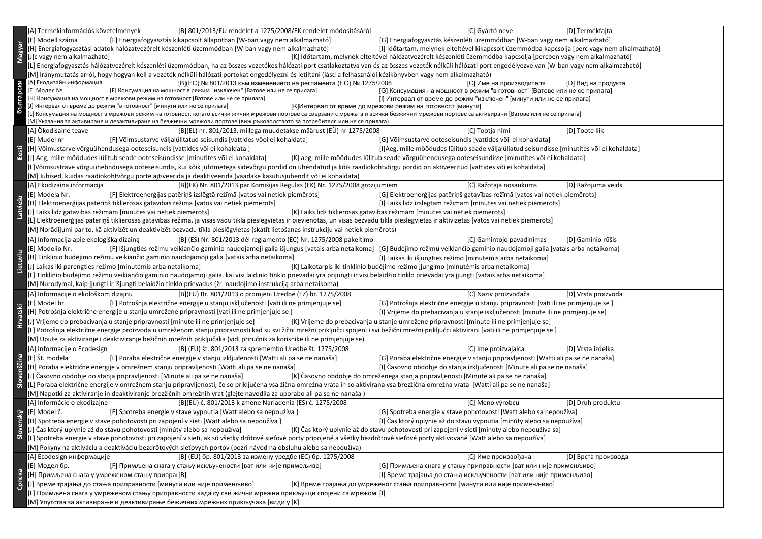| | |
|---|---|
| Magyar | [A] Termékinformációs követelmények [B] 801/2013/EU rendelet a 1275/2008/EK rendelet módosításáról [C] Gyártó neve [D] Termékfajta<br>[E] Modell száma [F] Energiafogyasztás kikapcsolt állapotban [W-ban vagy nem alkalmazható] [G] Energiafogyasztás készenléti üzemmódban [W-ban vagy nem alkalmazható]<br>[H] Energiafogyasztási adatok hálózatvezérelt készenléti üzemmódban [W-ban vagy nem alkalmazható] [I] Időtartam, melynek elteltével kikapcsolt üzemmódba kapcsolja [perc vagy nem alkalmazható]<br>[J]c vagy nem alkalmazható] [K] Időtartam, melynek elteltével hálózatvezérelt készenléti üzemmódba kapcsolja [percben vagy nem alkalmazható]<br>[L] Energiafogyasztás hálózatvezérelt készenléti üzemmódban, ha az összes vezetékes hálózati port csatlakoztatva van és az összes vezeték nélküli hálózati port engedélyezve van [W-ban vagy nem alkalmazható]<br>[M] Iránymutatás arról, hogy hogyan kell a vezeték nélküli hálózati portokat engedélyezni és letiltani (lásd a felhasználói kézikönyvben vagy nem alkalmazható) |
| български | [A] Екодизайн информация [B](EC) № 801/2013 към изменението на регламента (EO) № 1275/2008 [C] Име на производителя [D] Вид на продукта<br>[E] Модел № [F] Консумация на мощност в режим "изключен" [Ватове или не се прилага] [G] Консумация на мощност в режим "в готовност" [Ватове или не се прилага]<br>[H] Консумация на мощност в мрежови режим на готовност [Ватове или не се прилага] [I] Интервал от време до режим "изключен" [минути или не се прилага]<br>[J] Интервал от време до режим "в готовност" [минути или не се прилага] [K]Интервал от време до мрежови режим на готовност [минути]<br>[L] Консумация на мощност в мрежови режим на готовност, когато всички жични мрежови портове са свързани с мрежата и всички безжични мрежови портове са активирани [Ватове или не се прилага]<br>[M] Указания за активиране и дезактивиране на безжични мрежови портове (виж ръководството за потребителя или не се прилага) |
| Eesti | [A] Ökodisaine teave [B](EL) nr. 801/2013, millega muudetakse määrust (EÜ) nr 1275/2008 [C] Tootja nimi [D] Toote liik<br>[E] Mudel nr [F] Võimsustarve väljalülitatud seisundis [vattides või ei kohaldata] [G] Võimsustarve ooteseisundis [vattides või ei kohaldata]<br>[H] Võimustarve võrguühendusega ooteseisundis [vattides või ei kohaldata ] [I]Aeg, mille möödudes lülitub seade väljalülitatud seisundisse [minutites või ei kohaldata]<br>[J] Aeg, mille möödudes lülitub seade ooteseisundisse [minutites või ei kohaldata] [K] aeg, mille möödudes lülitub seade võrguühendusega ooteseisundisse [minutites või ei kohaldata]<br>[L]Võimsustrave võrguühebndusega ooteseisundis, kui kõik juhtmetega sidevõrgu pordid on ühendatud ja kõik raadiokohtvõrgu pordid on aktiveeritud [vattides või ei kohaldata]<br>[M] Juhised, kuidas raadiokohtvõrgu porte ajtiveerida ja deaktiveerida (vaadake kasutusjuhendit või ei kohaldata) |
| Latviešu | [A] Ekodizaina informācija [B](EK) Nr. 801/2013 par Komisijas Regulas (EK) Nr. 1275/2008 grozījumiem [C] Ražotāja nosaukums [D] Ražojuma veids<br>[E] Modeļa Nr. [F] Elektroenerģijas patēriņš izslēgtā režīmā [vatos vai netiek piemērots] [G] Elektroenerģijas patēriņš gatavības režīmā [vatos vai netiek piemērots]<br>[H] Elektroenerģijas patēriņš tīklierosas gatavības režīmā [vatos vai netiek piemērots] [I] Laiks līdz izslēgtam režīmam [minūtes vai netiek piemērots]<br>[J] Laiks līdz gatavības režīmam [minūtes vai netiek piemērots] [K] Laiks līdz tīklierosas gatavības režīmam [minūtes vai netiek piemērots]<br>[L] Elektroenerģijas patēriņš tīklierosas gatavības režīmā, ja visas vadu tīkla pieslēgvietas ir pievienotas, un visas bezvadu tīkla pieslēgvietas ir aktivizētas [vatos vai netiek piemērots]<br>[M] Norādījumi par to, kā aktivizēt un deaktivizēt bezvadu tīkla pieslēgvietas (skatīt lietošanas instrukciju vai netiek piemērots) |
| Lietuvių | [A] Informacija apie ekologišką dizainą [B] (ES) Nr. 801/2013 dėl reglamento (EC) Nr. 1275/2008 pakeitimo [C] Gamintojo pavadinimas [D] Gaminio rūšis<br>[E] Modelio Nr. [F] Išjungties režimu veikiančio gaminio naudojamoji galia išjungus [vatais arba netaikoma] [G] Budėjimo režimu veikiančio gaminio naudojamoji galia [vatais arba netaikoma]<br>[H] Tinklinio budėjimo režimu veikiančio gaminio naudojamoji galia [vatais arba netaikoma] [I] Laikas iki išjungties režimo [minutėmis arba netaikoma]<br>[J] Laikas iki parengties režimo [minutėmis arba netaikoma] [K] Laikotarpis iki tinklinio budėjimo režimo įjungimo [minutėmis arba netaikoma]<br>[L] Tinklinio budėjimo režimu veikiančio gaminio naudojamoji galia, kai visi laidinio tinklo prievadai yra prijungti ir visi belaidžio tinklo prievadai yra įjungti [vatais arba netaikoma]<br>[M] Nurodymai, kaip įjungti ir išjungti belaidžio tinklo prievadus (žr. naudojimo instrukciją arba netaikoma) |
| Hrvatski | [A] Informacije o ekološkom dizajnu [B](EU) Br. 801/2013 o promjeni Uredbe (EZ) br. 1275/2008 [C] Naziv proizvođača [D] Vrsta proizvoda<br>[E] Model br. [F] Potrošnja električne energije u stanju isključenosti [vati ili ne primjenjuje se] [G] Potrošnja električne energije u stanju pripravnosti [vati ili ne primjenjuje se ]<br>[H] Potrošnja električne energije u stanju umrežene pripravnosti [vati ili ne primjenjuje se ] [I] Vrijeme do prebacivanja u stanje isključenosti [minute ili ne primjenjuje se]<br>[J] Vrijeme do prebacivanja u stanje pripravnosti [minute ili ne primjenjuje se] [K] Vrijeme do prebacivanja u stanje umrežene pripravnosti [minute ili ne primjenjuje se]<br>[L] Potrošnja električne energije proizvoda u umreženom stanju pripravnosti kad su svi žični mrežni priključci spojeni i svi bežični mrežni priključci aktivirani [vati ili ne primjenjuje se ]<br>[M] Upute za aktiviranje i deaktiviranje bežičnih mrežnih priključaka (vidi priručnik za korisnike ili ne primjenjuje se) |
| Slovenščina | [A] Informacije o Ecodesign [B] (EU) št. 801/2013 za spremembo Uredbe št. 1275/2008 [C] Ime proizvajalca [D] Vrsta izdelka<br>[E] Št. modela [F] Poraba električne energije v stanju izključenosti [Watti ali pa se ne nanaša] [G] Poraba električne energije v stanju pripravljenosti [Watti ali pa se ne nanaša]<br>[H] Poraba električne energije v omrežnem stanju pripravljenosti [Watti ali pa se ne nanaša] [I] Časovno obdobje do stanja izključenosti [Minute ali pa se ne nanaša]<br>[J] Časovno obdobje do stanja pripravljenosti [Minute ali pa se ne nanaša] [K] Časovno obdobje do omreženega stanja pripravljenosti [Minute ali pa se ne nanaša]<br>[L] Poraba električne energije v omrežnem stanju pripravljenosti, če so priključena vsa žična omrežna vrata in so aktivirana vsa brezžična omrežna vrata [Watti ali pa se ne nanaša]<br>[M] Napotki za aktiviranje in deaktiviranje brezžičnih omrežnih vrat (glejte navodila za uporabo ali pa se ne nanaša ) |
| Slovenský | [A] Informácie o ekodizajne [B](EÚ) č. 801/2013 k zmene Nariadenia (ES) č. 1275/2008 [C] Meno výrobcu [D] Druh produktu<br>[E] Model č. [F] Spotreba energie v stave vypnutia [Watt alebo sa nepoužíva ] [G] Spotreba energie v stave pohotovosti [Watt alebo sa nepoužíva]<br>[H] Spotreba energie v stave pohotovosti pri zapojení v sieti [Watt alebo sa nepoužíva ] [I] Čas ktorý uplynie až do stavu vypnutia [minúty alebo sa nepoužíva]<br>[J] Čas ktorý uplynie až do stavu pohotovosti [minúty alebo sa nepoužíva] [K] Čas ktorý uplynie až do stavu pohotovosti pri zapojení v sieti [minúty alebo nepoužíva sa]<br>[L] Spotreba energie v stave pohotovosti pri zapojení v sieti, ak sú všetky drôtové sieťové porty pripojené a všetky bezdrôtové sieťové porty aktivované [Watt alebo sa nepoužíva]<br>[M] Pokyny na aktiváciu a deaktiváciu bezdrôtových sieťových portov (pozri návod na obsluhu alebo sa nepoužíva) |
| Српска | [A] Ecodesign информације [B] (EU) бр. 801/2013 за измену уредбе (EC) бр. 1275/2008 [C] Име произвођача [D] Врста производа<br>[E] Модел бр. [F] Примљена снага у стању искључености [ват или није примељиво] [G] Примљена снага у стању приправности [ват или није применљиво]<br>[H] Примљена снага у умреженом стању приправ [B] [I] Време трајања до стања искључености [ват или није применљиво]<br>[J] Време трајања до стања приправности [минути или није применљиво] [K] Време трајања до умреженог стања приправности [минути или није применљиво]<br>[L] Примљена снага у умреженом стању приправности када су сви жични мрежни прикључци спојени са мрежом [I]<br>[M] Упутства за активирање и деактивирање бежичних мрежних прикључака [види у [K] |